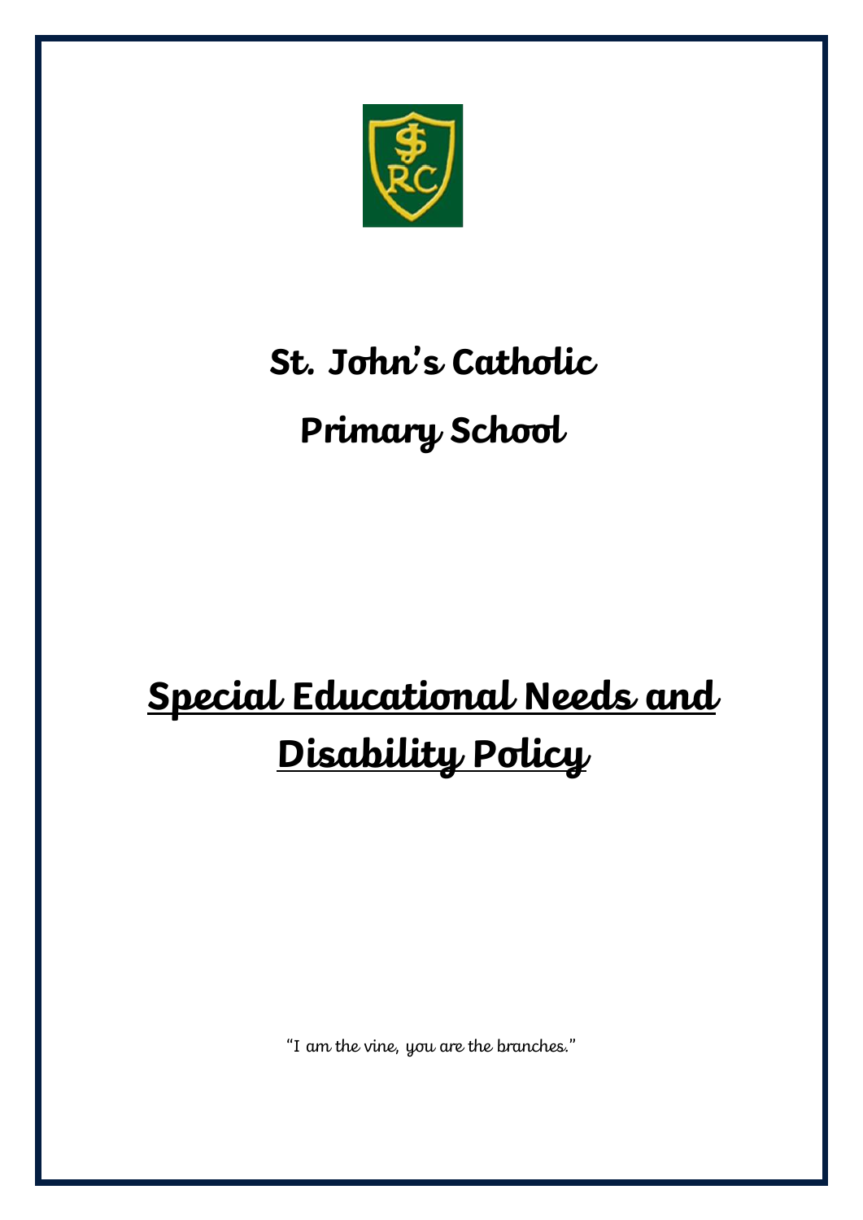# St. John's Catholic Primary School

## Special Educational Needs and Disability Policy

*"I am the vine, you are the branches."*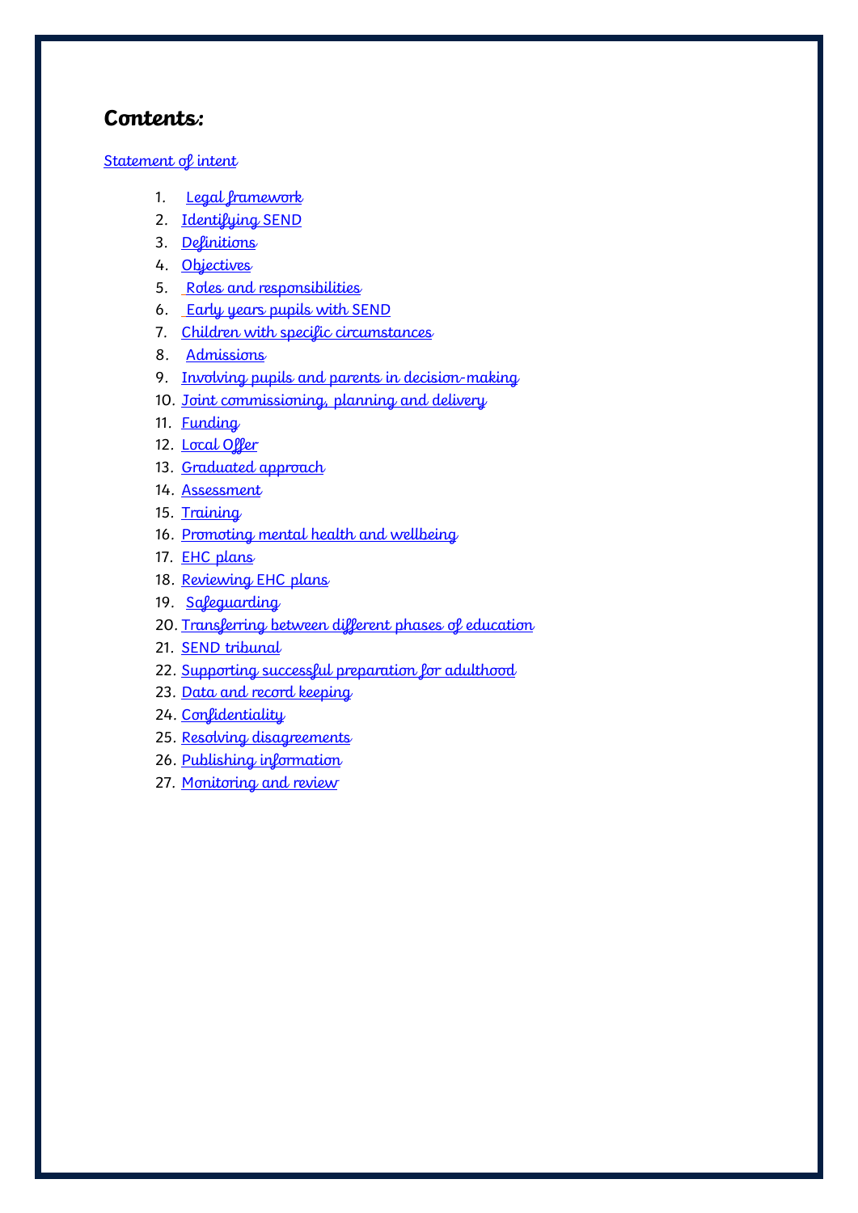## Contents:

Statement of intent

1. Legal framework
2. Identifying SEND
3. Definitions
4. Objectives
5. Roles and responsibilities
6. Early years pupils with SEND
7. Children with specific circumstances
8. Admissions
9. Involving pupils and parents in decision-making
10. Joint commissioning, planning and delivery
11. Funding
12. Local Offer
13. Graduated approach
14. Assessment
15. Training
16. Promoting mental health and wellbeing
17. EHC plans
18. Reviewing EHC plans
19. Safeguarding
20. Transferring between different phases of education
21. SEND tribunal
22. Supporting successful preparation for adulthood
23. Data and record keeping
24. Confidentiality
25. Resolving disagreements
26. Publishing information
27. Monitoring and review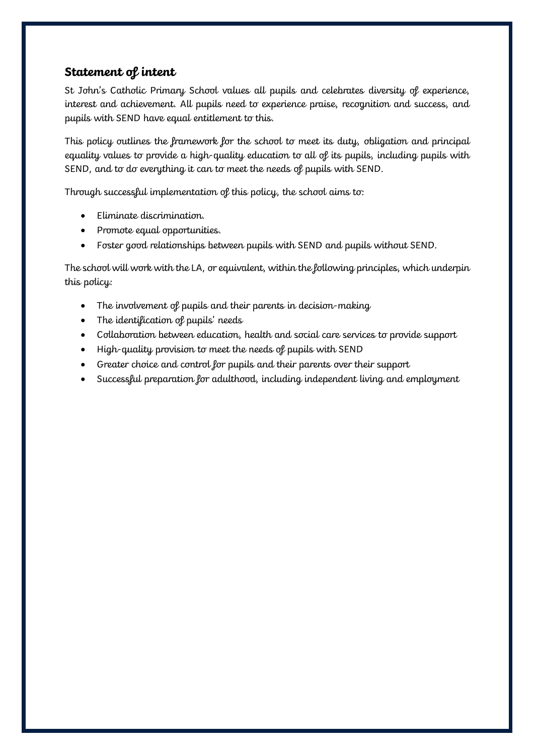## Statement of intent

St John's Catholic Primary School values all pupils and celebrates diversity of experience, interest and achievement. All pupils need to experience praise, recognition and success, and pupils with SEND have equal entitlement to this.

This policy outlines the framework for the school to meet its duty, obligation and principal equality values to provide a high-quality education to all of its pupils, including pupils with SEND, and to do everything it can to meet the needs of pupils with SEND.

Through successful implementation of this policy, the school aims to:

- Eliminate discrimination.
- Promote equal opportunities.
- Foster good relationships between pupils with SEND and pupils without SEND.

The school will work with the LA, or equivalent, within the following principles, which underpin this policy:

- The involvement of pupils and their parents in decision-making
- The identification of pupils' needs
- Collaboration between education, health and social care services to provide support
- High-quality provision to meet the needs of pupils with SEND
- Greater choice and control for pupils and their parents over their support
- Successful preparation for adulthood, including independent living and employment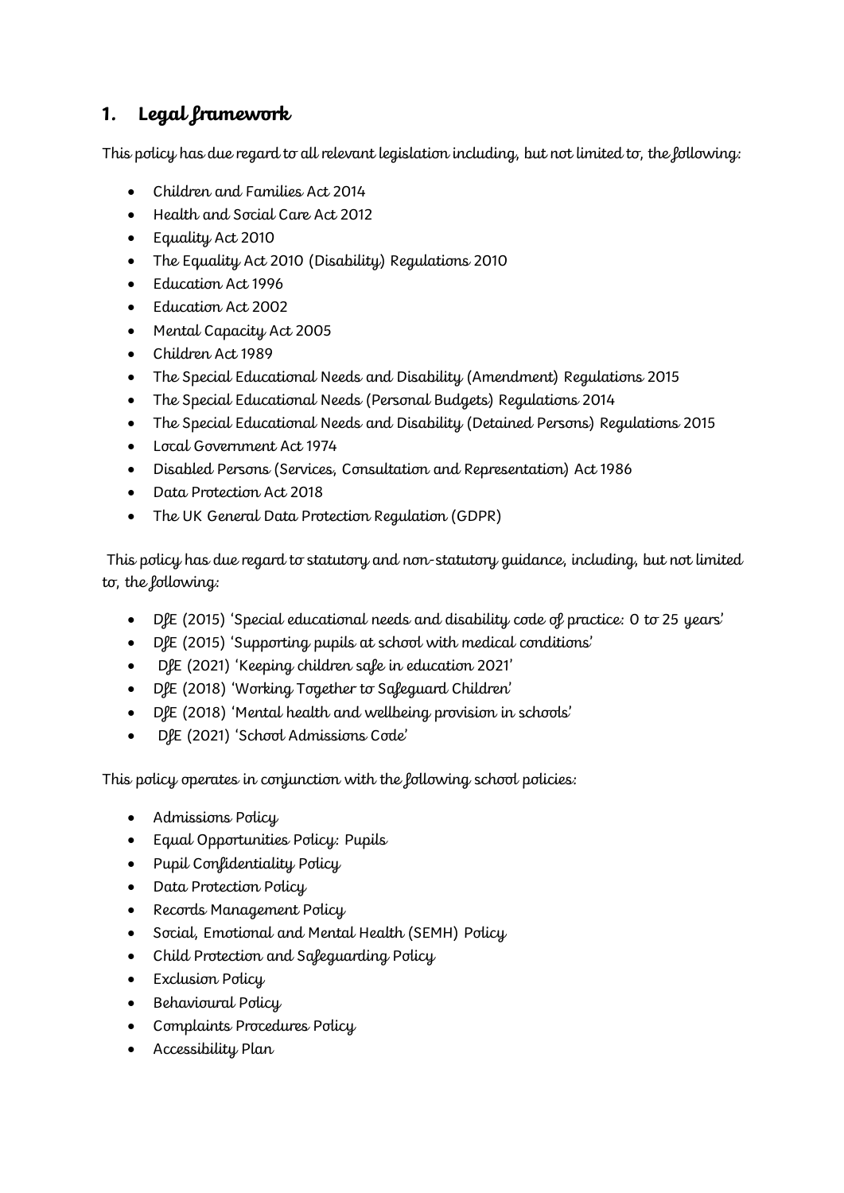## 1. Legal framework

This policy has due regard to all relevant legislation including, but not limited to, the following:

- Children and Families Act 2014
- Health and Social Care Act 2012
- Equality Act 2010
- The Equality Act 2010 (Disability) Regulations 2010
- Education Act 1996
- Education Act 2002
- Mental Capacity Act 2005
- Children Act 1989
- The Special Educational Needs and Disability (Amendment) Regulations 2015
- The Special Educational Needs (Personal Budgets) Regulations 2014
- The Special Educational Needs and Disability (Detained Persons) Regulations 2015
- Local Government Act 1974
- Disabled Persons (Services, Consultation and Representation) Act 1986
- Data Protection Act 2018
- The UK General Data Protection Regulation (GDPR)

This policy has due regard to statutory and non-statutory guidance, including, but not limited to, the following:

- DfE (2015) 'Special educational needs and disability code of practice: 0 to 25 years'
- DfE (2015) 'Supporting pupils at school with medical conditions'
- DfE (2021) 'Keeping children safe in education 2021'
- DfE (2018) 'Working Together to Safeguard Children'
- DfE (2018) 'Mental health and wellbeing provision in schools'
- DfE (2021) 'School Admissions Code'

This policy operates in conjunction with the following school policies:

- Admissions Policy
- Equal Opportunities Policy: Pupils
- Pupil Confidentiality Policy
- Data Protection Policy
- Records Management Policy
- Social, Emotional and Mental Health (SEMH) Policy
- Child Protection and Safeguarding Policy
- Exclusion Policy
- Behavioural Policy
- Complaints Procedures Policy
- Accessibility Plan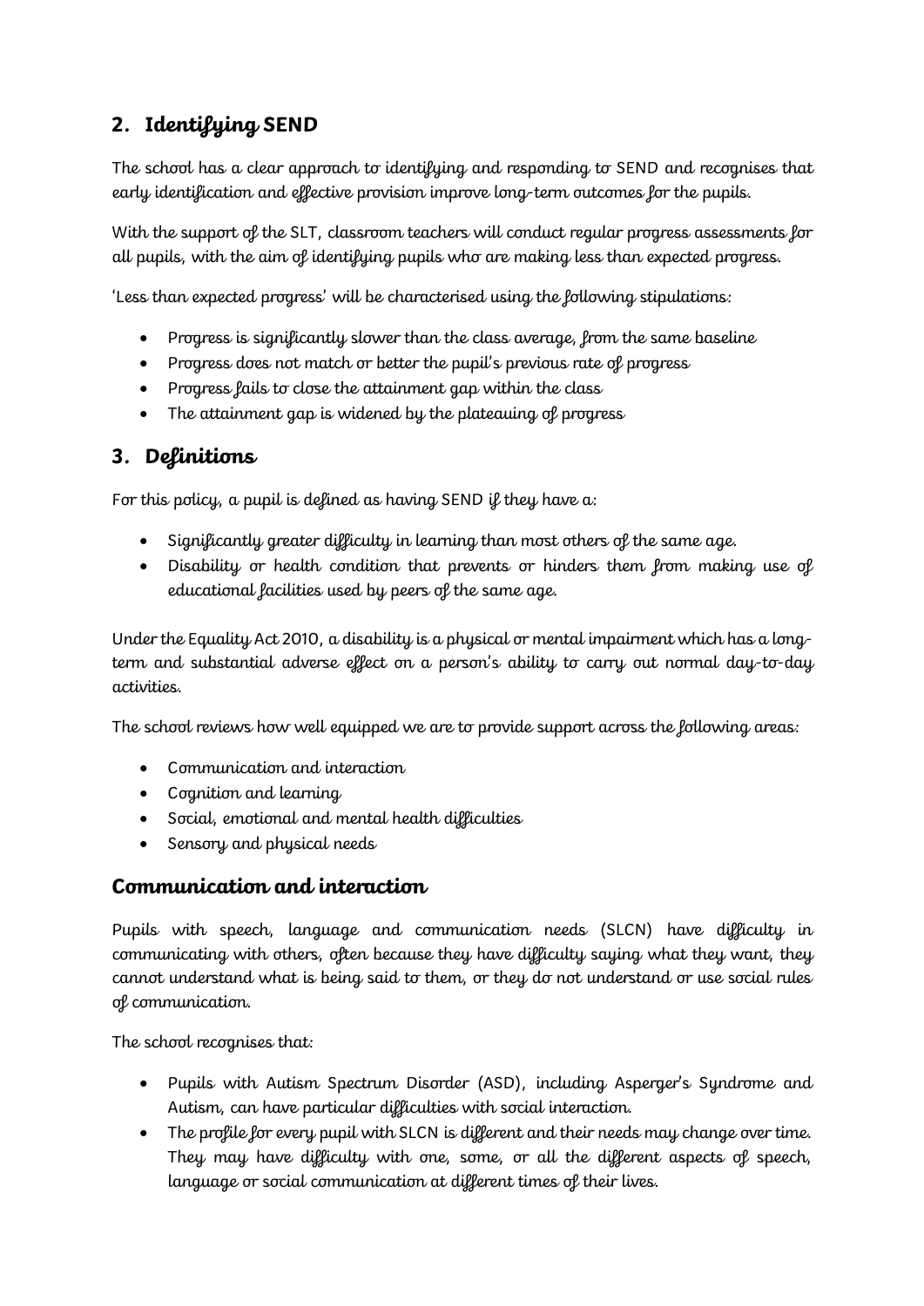## 2. Identifying SEND

The school has a clear approach to identifying and responding to SEND and recognises that early identification and effective provision improve long-term outcomes for the pupils.

With the support of the SLT, classroom teachers will conduct regular progress assessments for all pupils, with the aim of identifying pupils who are making less than expected progress.

'Less than expected progress' will be characterised using the following stipulations:

- Progress is significantly slower than the class average, from the same baseline
- Progress does not match or better the pupil's previous rate of progress
- Progress fails to close the attainment gap within the class
- The attainment gap is widened by the plateauing of progress

## 3. Definitions

For this policy, a pupil is defined as having SEND if they have a:

- Significantly greater difficulty in learning than most others of the same age.
- Disability or health condition that prevents or hinders them from making use of educational facilities used by peers of the same age.

Under the Equality Act 2010, a disability is a physical or mental impairment which has a long-term and substantial adverse effect on a person's ability to carry out normal day-to-day activities.

The school reviews how well equipped we are to provide support across the following areas:

- Communication and interaction
- Cognition and learning
- Social, emotional and mental health difficulties
- Sensory and physical needs

### Communication and interaction

Pupils with speech, language and communication needs (SLCN) have difficulty in communicating with others, often because they have difficulty saying what they want, they cannot understand what is being said to them, or they do not understand or use social rules of communication.

The school recognises that:

- Pupils with Autism Spectrum Disorder (ASD), including Asperger's Syndrome and Autism, can have particular difficulties with social interaction.
- The profile for every pupil with SLCN is different and their needs may change over time. They may have difficulty with one, some, or all the different aspects of speech, language or social communication at different times of their lives.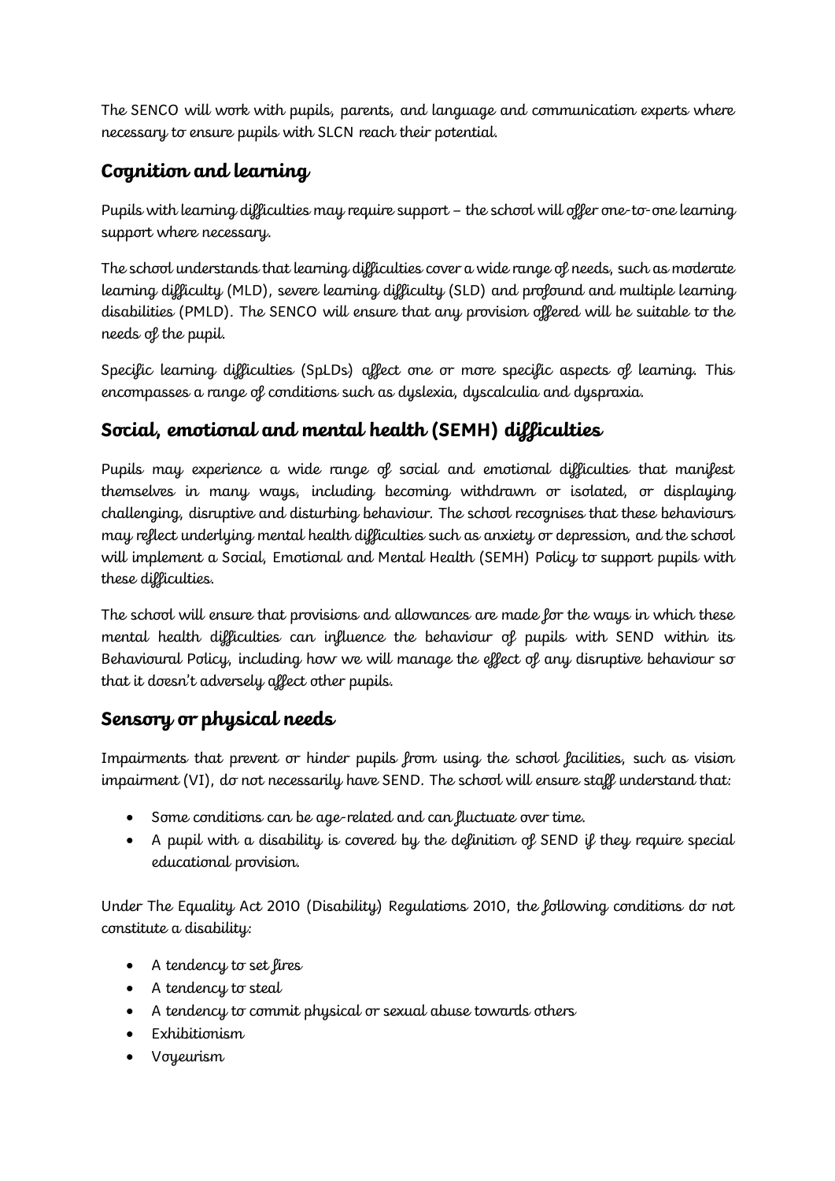The SENCO will work with pupils, parents, and language and communication experts where necessary to ensure pupils with SLCN reach their potential.

## Cognition and learning

Pupils with learning difficulties may require support – the school will offer one-to-one learning support where necessary.

The school understands that learning difficulties cover a wide range of needs, such as moderate learning difficulty (MLD), severe learning difficulty (SLD) and profound and multiple learning disabilities (PMLD). The SENCO will ensure that any provision offered will be suitable to the needs of the pupil.

Specific learning difficulties (SpLDs) affect one or more specific aspects of learning. This encompasses a range of conditions such as dyslexia, dyscalculia and dyspraxia.

## Social, emotional and mental health (SEMH) difficulties

Pupils may experience a wide range of social and emotional difficulties that manifest themselves in many ways, including becoming withdrawn or isolated, or displaying challenging, disruptive and disturbing behaviour. The school recognises that these behaviours may reflect underlying mental health difficulties such as anxiety or depression, and the school will implement a Social, Emotional and Mental Health (SEMH) Policy to support pupils with these difficulties.

The school will ensure that provisions and allowances are made for the ways in which these mental health difficulties can influence the behaviour of pupils with SEND within its Behavioural Policy, including how we will manage the effect of any disruptive behaviour so that it doesn't adversely affect other pupils.

## Sensory or physical needs

Impairments that prevent or hinder pupils from using the school facilities, such as vision impairment (VI), do not necessarily have SEND. The school will ensure staff understand that:

- Some conditions can be age-related and can fluctuate over time.
- A pupil with a disability is covered by the definition of SEND if they require special educational provision.

Under The Equality Act 2010 (Disability) Regulations 2010, the following conditions do not constitute a disability:

- A tendency to set fires
- A tendency to steal
- A tendency to commit physical or sexual abuse towards others
- Exhibitionism
- Voyeurism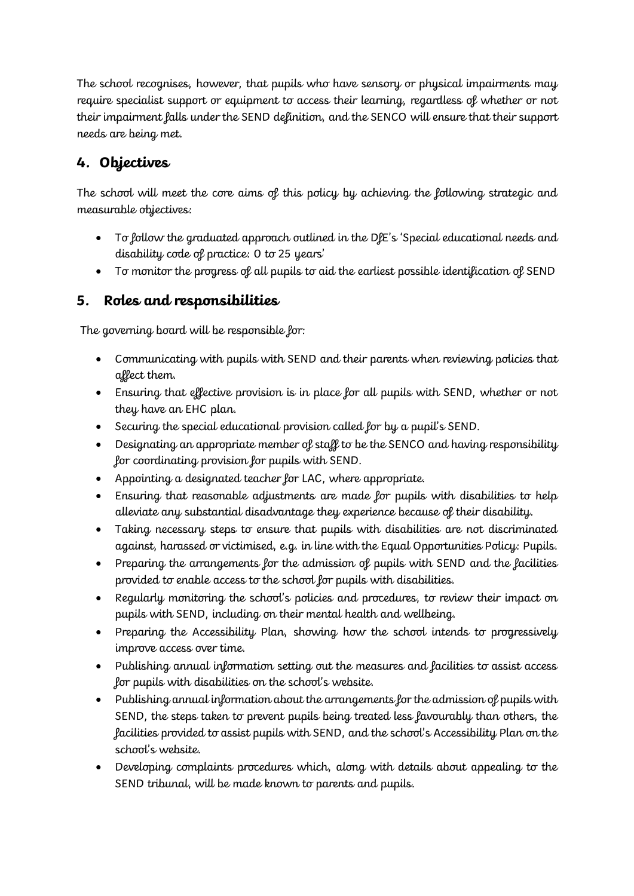The school recognises, however, that pupils who have sensory or physical impairments may require specialist support or equipment to access their learning, regardless of whether or not their impairment falls under the SEND definition, and the SENCO will ensure that their support needs are being met.

## 4. Objectives

The school will meet the core aims of this policy by achieving the following strategic and measurable objectives:

- To follow the graduated approach outlined in the DfE's 'Special educational needs and disability code of practice: 0 to 25 years'
- To monitor the progress of all pupils to aid the earliest possible identification of SEND

## 5. Roles and responsibilities

The governing board will be responsible for:

- Communicating with pupils with SEND and their parents when reviewing policies that affect them.
- Ensuring that effective provision is in place for all pupils with SEND, whether or not they have an EHC plan.
- Securing the special educational provision called for by a pupil's SEND.
- Designating an appropriate member of staff to be the SENCO and having responsibility for coordinating provision for pupils with SEND.
- Appointing a designated teacher for LAC, where appropriate.
- Ensuring that reasonable adjustments are made for pupils with disabilities to help alleviate any substantial disadvantage they experience because of their disability.
- Taking necessary steps to ensure that pupils with disabilities are not discriminated against, harassed or victimised, e.g. in line with the Equal Opportunities Policy: Pupils.
- Preparing the arrangements for the admission of pupils with SEND and the facilities provided to enable access to the school for pupils with disabilities.
- Regularly monitoring the school's policies and procedures, to review their impact on pupils with SEND, including on their mental health and wellbeing.
- Preparing the Accessibility Plan, showing how the school intends to progressively improve access over time.
- Publishing annual information setting out the measures and facilities to assist access for pupils with disabilities on the school's website.
- Publishing annual information about the arrangements for the admission of pupils with SEND, the steps taken to prevent pupils being treated less favourably than others, the facilities provided to assist pupils with SEND, and the school's Accessibility Plan on the school's website.
- Developing complaints procedures which, along with details about appealing to the SEND tribunal, will be made known to parents and pupils.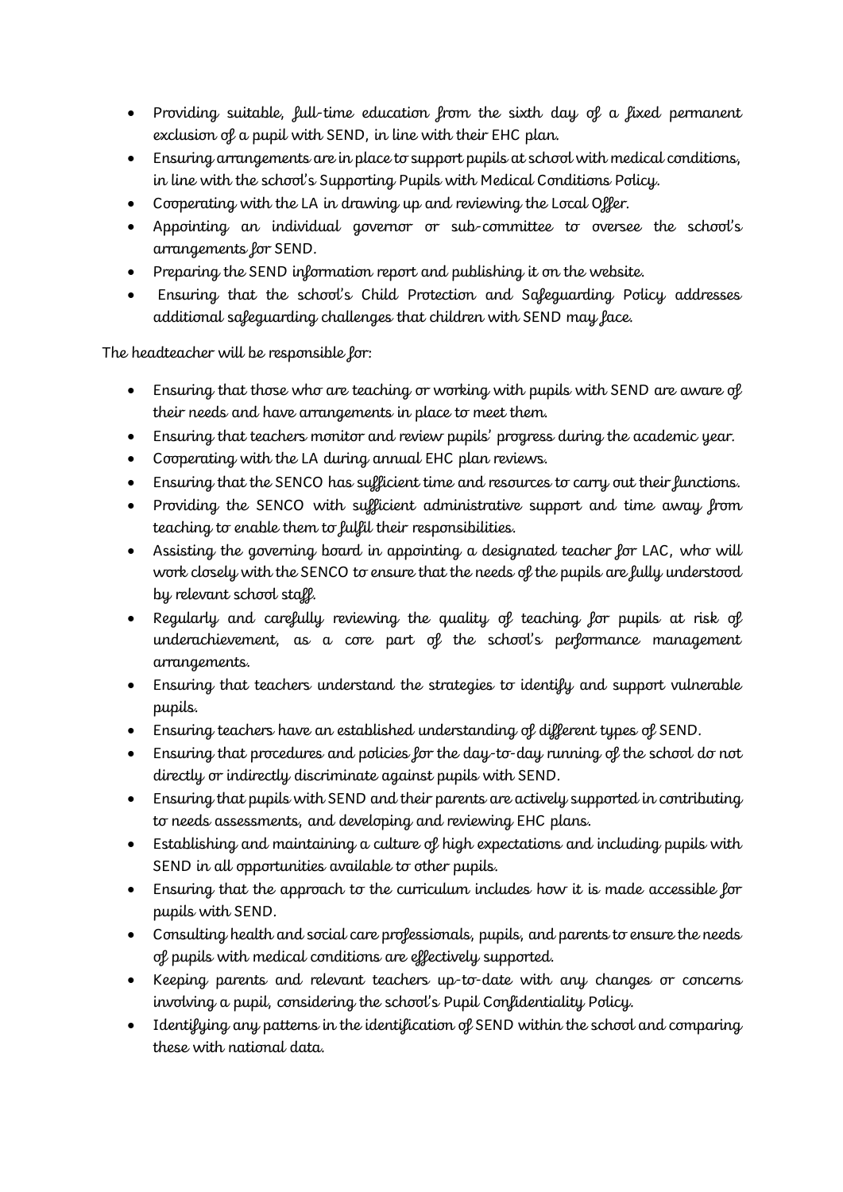- Providing suitable, full-time education from the sixth day of a fixed permanent exclusion of a pupil with SEND, in line with their EHC plan.
- Ensuring arrangements are in place to support pupils at school with medical conditions, in line with the school's Supporting Pupils with Medical Conditions Policy.
- Cooperating with the LA in drawing up and reviewing the Local Offer.
- Appointing an individual governor or sub-committee to oversee the school's arrangements for SEND.
- Preparing the SEND information report and publishing it on the website.
- Ensuring that the school's Child Protection and Safeguarding Policy addresses additional safeguarding challenges that children with SEND may face.

The headteacher will be responsible for:

- Ensuring that those who are teaching or working with pupils with SEND are aware of their needs and have arrangements in place to meet them.
- Ensuring that teachers monitor and review pupils' progress during the academic year.
- Cooperating with the LA during annual EHC plan reviews.
- Ensuring that the SENCO has sufficient time and resources to carry out their functions.
- Providing the SENCO with sufficient administrative support and time away from teaching to enable them to fulfil their responsibilities.
- Assisting the governing board in appointing a designated teacher for LAC, who will work closely with the SENCO to ensure that the needs of the pupils are fully understood by relevant school staff.
- Regularly and carefully reviewing the quality of teaching for pupils at risk of underachievement, as a core part of the school's performance management arrangements.
- Ensuring that teachers understand the strategies to identify and support vulnerable pupils.
- Ensuring teachers have an established understanding of different types of SEND.
- Ensuring that procedures and policies for the day-to-day running of the school do not directly or indirectly discriminate against pupils with SEND.
- Ensuring that pupils with SEND and their parents are actively supported in contributing to needs assessments, and developing and reviewing EHC plans.
- Establishing and maintaining a culture of high expectations and including pupils with SEND in all opportunities available to other pupils.
- Ensuring that the approach to the curriculum includes how it is made accessible for pupils with SEND.
- Consulting health and social care professionals, pupils, and parents to ensure the needs of pupils with medical conditions are effectively supported.
- Keeping parents and relevant teachers up-to-date with any changes or concerns involving a pupil, considering the school's Pupil Confidentiality Policy.
- Identifying any patterns in the identification of SEND within the school and comparing these with national data.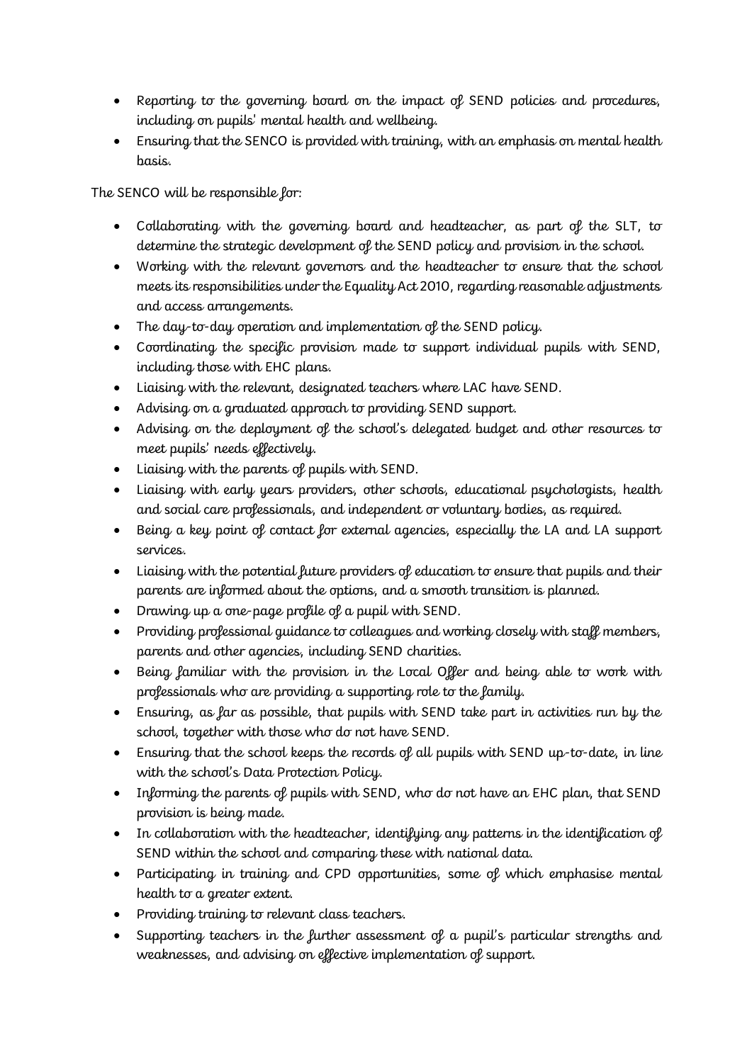- Reporting to the governing board on the impact of SEND policies and procedures, including on pupils' mental health and wellbeing.
- Ensuring that the SENCO is provided with training, with an emphasis on mental health basis.

The SENCO will be responsible for:

- Collaborating with the governing board and headteacher, as part of the SLT, to determine the strategic development of the SEND policy and provision in the school.
- Working with the relevant governors and the headteacher to ensure that the school meets its responsibilities under the Equality Act 2010, regarding reasonable adjustments and access arrangements.
- The day-to-day operation and implementation of the SEND policy.
- Coordinating the specific provision made to support individual pupils with SEND, including those with EHC plans.
- Liaising with the relevant, designated teachers where LAC have SEND.
- Advising on a graduated approach to providing SEND support.
- Advising on the deployment of the school's delegated budget and other resources to meet pupils' needs effectively.
- Liaising with the parents of pupils with SEND.
- Liaising with early years providers, other schools, educational psychologists, health and social care professionals, and independent or voluntary bodies, as required.
- Being a key point of contact for external agencies, especially the LA and LA support services.
- Liaising with the potential future providers of education to ensure that pupils and their parents are informed about the options, and a smooth transition is planned.
- Drawing up a one-page profile of a pupil with SEND.
- Providing professional guidance to colleagues and working closely with staff members, parents and other agencies, including SEND charities.
- Being familiar with the provision in the Local Offer and being able to work with professionals who are providing a supporting role to the family.
- Ensuring, as far as possible, that pupils with SEND take part in activities run by the school, together with those who do not have SEND.
- Ensuring that the school keeps the records of all pupils with SEND up-to-date, in line with the school's Data Protection Policy.
- Informing the parents of pupils with SEND, who do not have an EHC plan, that SEND provision is being made.
- In collaboration with the headteacher, identifying any patterns in the identification of SEND within the school and comparing these with national data.
- Participating in training and CPD opportunities, some of which emphasise mental health to a greater extent.
- Providing training to relevant class teachers.
- Supporting teachers in the further assessment of a pupil's particular strengths and weaknesses, and advising on effective implementation of support.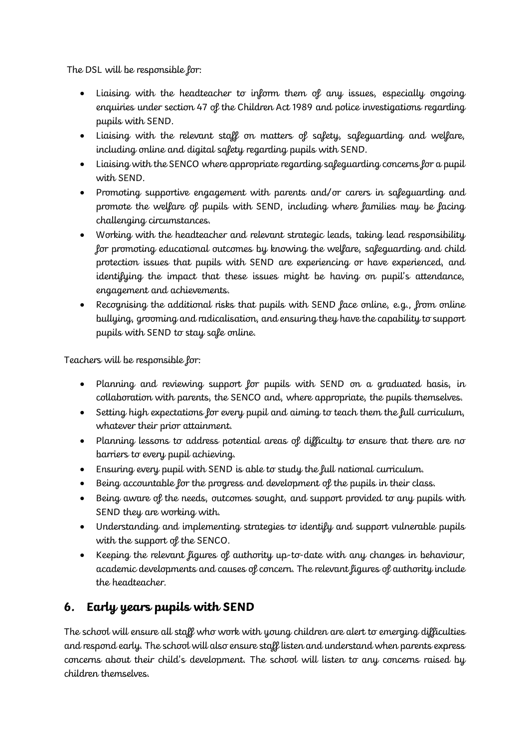The DSL will be responsible for:

- Liaising with the headteacher to inform them of any issues, especially ongoing enquiries under section 47 of the Children Act 1989 and police investigations regarding pupils with SEND.
- Liaising with the relevant staff on matters of safety, safeguarding and welfare, including online and digital safety regarding pupils with SEND.
- Liaising with the SENCO where appropriate regarding safeguarding concerns for a pupil with SEND.
- Promoting supportive engagement with parents and/or carers in safeguarding and promote the welfare of pupils with SEND, including where families may be facing challenging circumstances.
- Working with the headteacher and relevant strategic leads, taking lead responsibility for promoting educational outcomes by knowing the welfare, safeguarding and child protection issues that pupils with SEND are experiencing or have experienced, and identifying the impact that these issues might be having on pupil's attendance, engagement and achievements.
- Recognising the additional risks that pupils with SEND face online, e.g., from online bullying, grooming and radicalisation, and ensuring they have the capability to support pupils with SEND to stay safe online.

Teachers will be responsible for:

- Planning and reviewing support for pupils with SEND on a graduated basis, in collaboration with parents, the SENCO and, where appropriate, the pupils themselves.
- Setting high expectations for every pupil and aiming to teach them the full curriculum, whatever their prior attainment.
- Planning lessons to address potential areas of difficulty to ensure that there are no barriers to every pupil achieving.
- Ensuring every pupil with SEND is able to study the full national curriculum.
- Being accountable for the progress and development of the pupils in their class.
- Being aware of the needs, outcomes sought, and support provided to any pupils with SEND they are working with.
- Understanding and implementing strategies to identify and support vulnerable pupils with the support of the SENCO.
- Keeping the relevant figures of authority up-to-date with any changes in behaviour, academic developments and causes of concern. The relevant figures of authority include the headteacher.

## 6. Early years pupils with SEND

The school will ensure all staff who work with young children are alert to emerging difficulties and respond early. The school will also ensure staff listen and understand when parents express concerns about their child's development. The school will listen to any concerns raised by children themselves.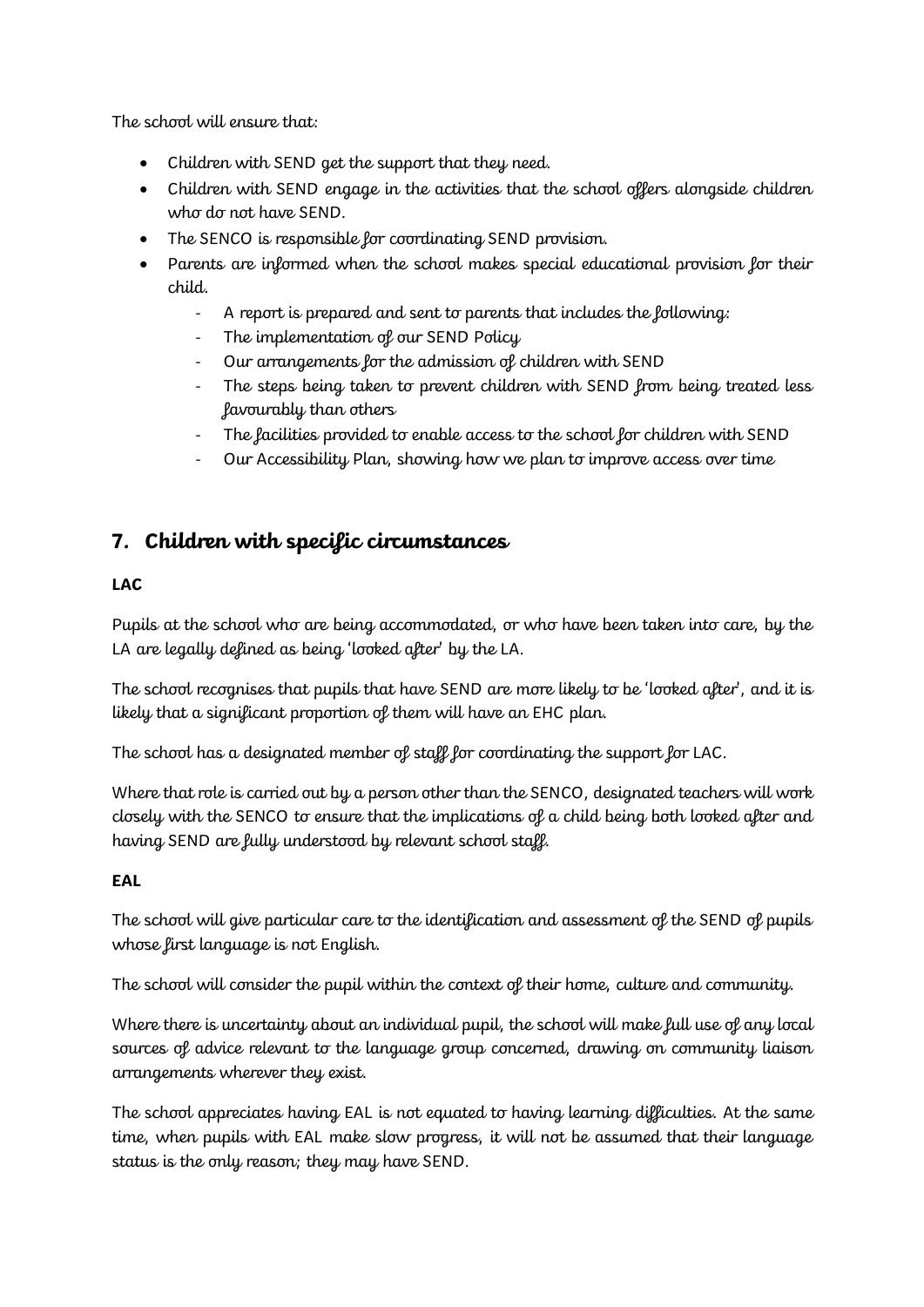The school will ensure that:

- Children with SEND get the support that they need.
- Children with SEND engage in the activities that the school offers alongside children who do not have SEND.
- The SENCO is responsible for coordinating SEND provision.
- Parents are informed when the school makes special educational provision for their child.
    - A report is prepared and sent to parents that includes the following:
    - The implementation of our SEND Policy
    - Our arrangements for the admission of children with SEND
    - The steps being taken to prevent children with SEND from being treated less favourably than others
    - The facilities provided to enable access to the school for children with SEND
    - Our Accessibility Plan, showing how we plan to improve access over time

## 7. Children with specific circumstances

**LAC**

Pupils at the school who are being accommodated, or who have been taken into care, by the LA are legally defined as being 'looked after' by the LA.

The school recognises that pupils that have SEND are more likely to be 'looked after', and it is likely that a significant proportion of them will have an EHC plan.

The school has a designated member of staff for coordinating the support for LAC.

Where that role is carried out by a person other than the SENCO, designated teachers will work closely with the SENCO to ensure that the implications of a child being both looked after and having SEND are fully understood by relevant school staff.

**EAL**

The school will give particular care to the identification and assessment of the SEND of pupils whose first language is not English.

The school will consider the pupil within the context of their home, culture and community.

Where there is uncertainty about an individual pupil, the school will make full use of any local sources of advice relevant to the language group concerned, drawing on community liaison arrangements wherever they exist.

The school appreciates having EAL is not equated to having learning difficulties. At the same time, when pupils with EAL make slow progress, it will not be assumed that their language status is the only reason; they may have SEND.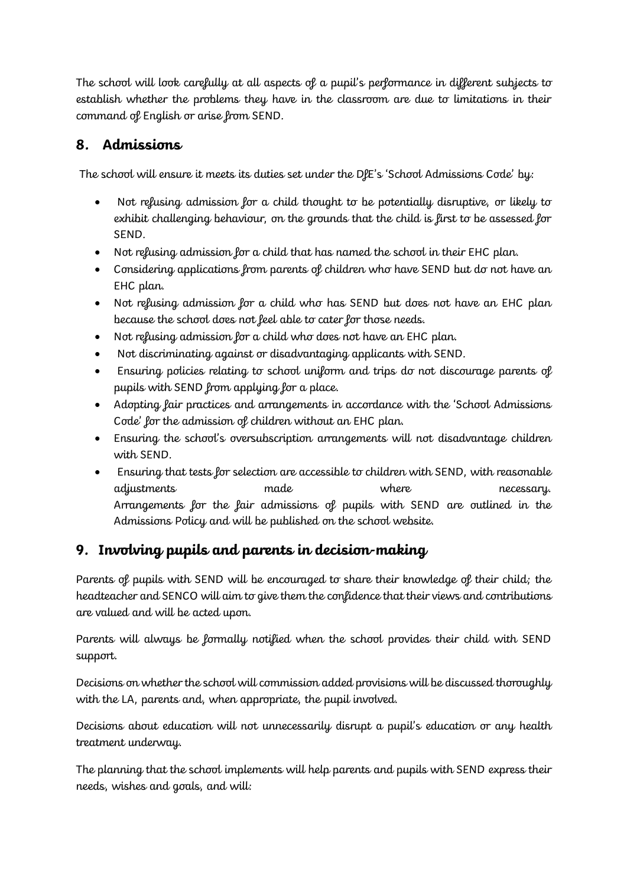The school will look carefully at all aspects of a pupil's performance in different subjects to establish whether the problems they have in the classroom are due to limitations in their command of English or arise from SEND.

## 8. Admissions

The school will ensure it meets its duties set under the DfE's 'School Admissions Code' by:

- Not refusing admission for a child thought to be potentially disruptive, or likely to exhibit challenging behaviour, on the grounds that the child is first to be assessed for SEND.
- Not refusing admission for a child that has named the school in their EHC plan.
- Considering applications from parents of children who have SEND but do not have an EHC plan.
- Not refusing admission for a child who has SEND but does not have an EHC plan because the school does not feel able to cater for those needs.
- Not refusing admission for a child who does not have an EHC plan.
- Not discriminating against or disadvantaging applicants with SEND.
- Ensuring policies relating to school uniform and trips do not discourage parents of pupils with SEND from applying for a place.
- Adopting fair practices and arrangements in accordance with the 'School Admissions Code' for the admission of children without an EHC plan.
- Ensuring the school's oversubscription arrangements will not disadvantage children with SEND.
- Ensuring that tests for selection are accessible to children with SEND, with reasonable adjustments made where necessary. Arrangements for the fair admissions of pupils with SEND are outlined in the Admissions Policy and will be published on the school website.

## 9. Involving pupils and parents in decision-making

Parents of pupils with SEND will be encouraged to share their knowledge of their child; the headteacher and SENCO will aim to give them the confidence that their views and contributions are valued and will be acted upon.

Parents will always be formally notified when the school provides their child with SEND support.

Decisions on whether the school will commission added provisions will be discussed thoroughly with the LA, parents and, when appropriate, the pupil involved.

Decisions about education will not unnecessarily disrupt a pupil's education or any health treatment underway.

The planning that the school implements will help parents and pupils with SEND express their needs, wishes and goals, and will: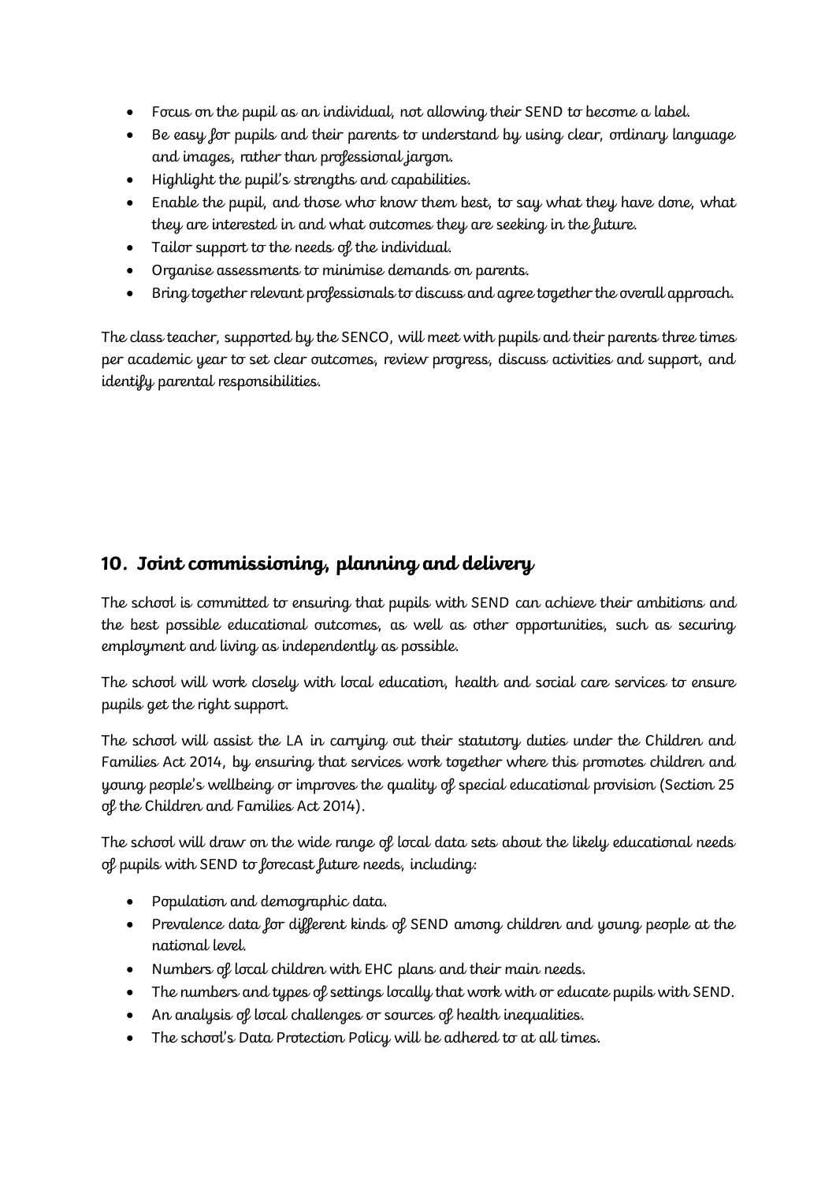- Focus on the pupil as an individual, not allowing their SEND to become a label.
- Be easy for pupils and their parents to understand by using clear, ordinary language and images, rather than professional jargon.
- Highlight the pupil's strengths and capabilities.
- Enable the pupil, and those who know them best, to say what they have done, what they are interested in and what outcomes they are seeking in the future.
- Tailor support to the needs of the individual.
- Organise assessments to minimise demands on parents.
- Bring together relevant professionals to discuss and agree together the overall approach.

The class teacher, supported by the SENCO, will meet with pupils and their parents three times per academic year to set clear outcomes, review progress, discuss activities and support, and identify parental responsibilities.

## 10. Joint commissioning, planning and delivery

The school is committed to ensuring that pupils with SEND can achieve their ambitions and the best possible educational outcomes, as well as other opportunities, such as securing employment and living as independently as possible.

The school will work closely with local education, health and social care services to ensure pupils get the right support.

The school will assist the LA in carrying out their statutory duties under the Children and Families Act 2014, by ensuring that services work together where this promotes children and young people's wellbeing or improves the quality of special educational provision (Section 25 of the Children and Families Act 2014).

The school will draw on the wide range of local data sets about the likely educational needs of pupils with SEND to forecast future needs, including:

- Population and demographic data.
- Prevalence data for different kinds of SEND among children and young people at the national level.
- Numbers of local children with EHC plans and their main needs.
- The numbers and types of settings locally that work with or educate pupils with SEND.
- An analysis of local challenges or sources of health inequalities.
- The school's Data Protection Policy will be adhered to at all times.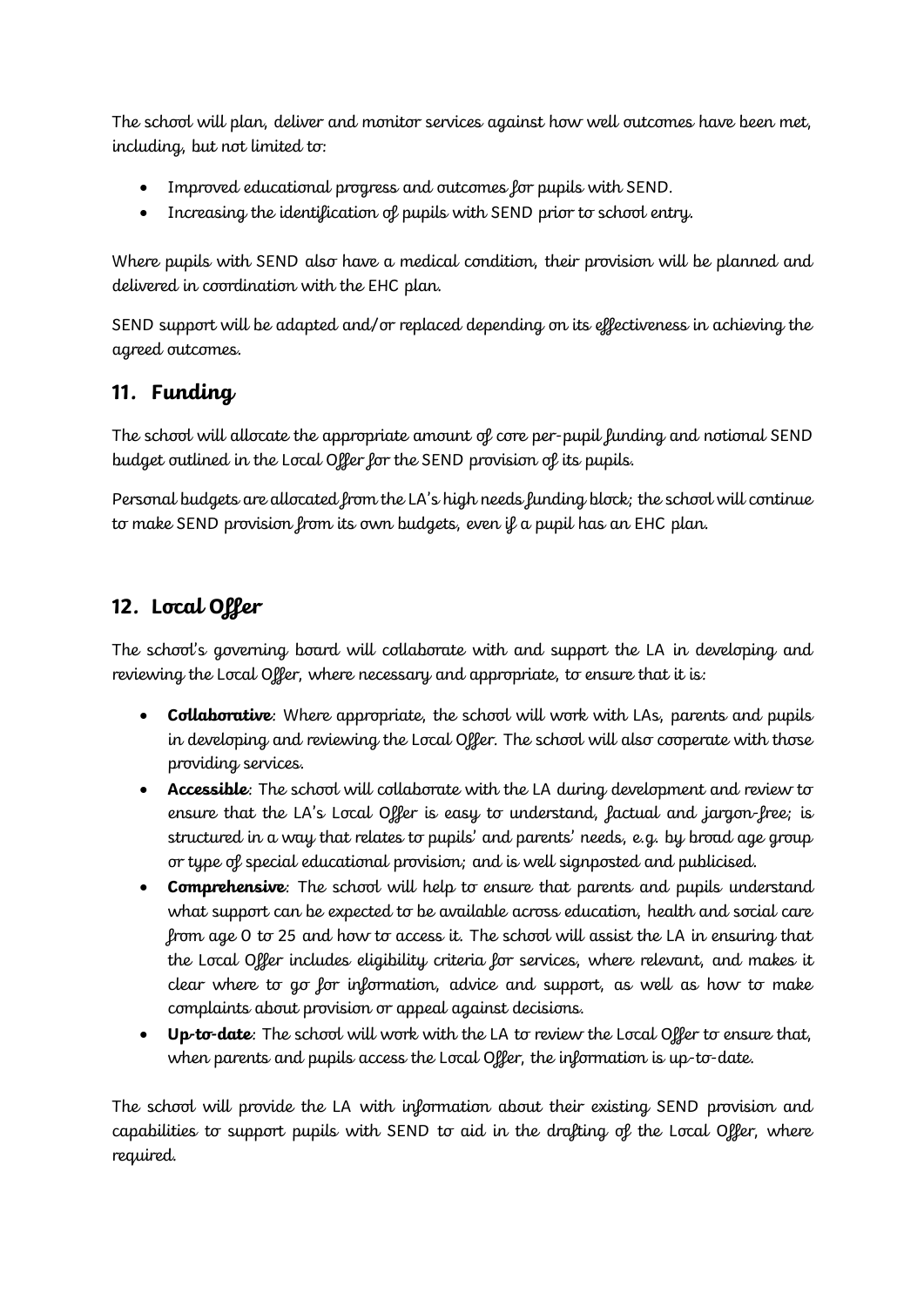The school will plan, deliver and monitor services against how well outcomes have been met, including, but not limited to:

- Improved educational progress and outcomes for pupils with SEND.
- Increasing the identification of pupils with SEND prior to school entry.

Where pupils with SEND also have a medical condition, their provision will be planned and delivered in coordination with the EHC plan.

SEND support will be adapted and/or replaced depending on its effectiveness in achieving the agreed outcomes.

## 11. Funding

The school will allocate the appropriate amount of core per-pupil funding and notional SEND budget outlined in the Local Offer for the SEND provision of its pupils.

Personal budgets are allocated from the LA's high needs funding block; the school will continue to make SEND provision from its own budgets, even if a pupil has an EHC plan.

## 12. Local Offer

The school's governing board will collaborate with and support the LA in developing and reviewing the Local Offer, where necessary and appropriate, to ensure that it is:

- **Collaborative**: Where appropriate, the school will work with LAs, parents and pupils in developing and reviewing the Local Offer. The school will also cooperate with those providing services.
- **Accessible**: The school will collaborate with the LA during development and review to ensure that the LA's Local Offer is easy to understand, factual and jargon-free; is structured in a way that relates to pupils' and parents' needs, e.g. by broad age group or type of special educational provision; and is well signposted and publicised.
- **Comprehensive**: The school will help to ensure that parents and pupils understand what support can be expected to be available across education, health and social care from age 0 to 25 and how to access it. The school will assist the LA in ensuring that the Local Offer includes eligibility criteria for services, where relevant, and makes it clear where to go for information, advice and support, as well as how to make complaints about provision or appeal against decisions.
- **Up-to-date**: The school will work with the LA to review the Local Offer to ensure that, when parents and pupils access the Local Offer, the information is up-to-date.

The school will provide the LA with information about their existing SEND provision and capabilities to support pupils with SEND to aid in the drafting of the Local Offer, where required.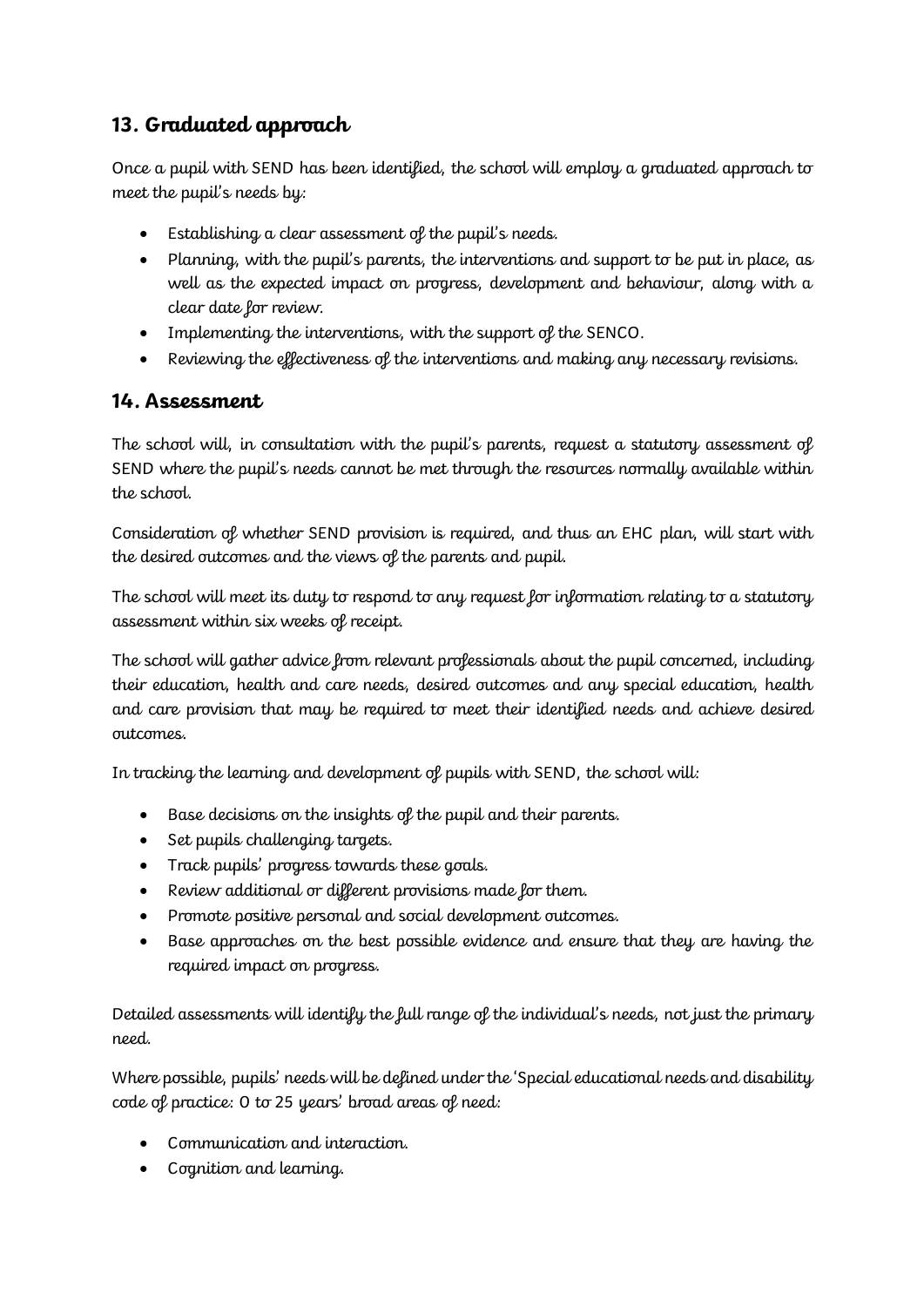## 13. Graduated approach

Once a pupil with SEND has been identified, the school will employ a graduated approach to meet the pupil's needs by:

- Establishing a clear assessment of the pupil's needs.
- Planning, with the pupil's parents, the interventions and support to be put in place, as well as the expected impact on progress, development and behaviour, along with a clear date for review.
- Implementing the interventions, with the support of the SENCO.
- Reviewing the effectiveness of the interventions and making any necessary revisions.

## 14. Assessment

The school will, in consultation with the pupil's parents, request a statutory assessment of SEND where the pupil's needs cannot be met through the resources normally available within the school.

Consideration of whether SEND provision is required, and thus an EHC plan, will start with the desired outcomes and the views of the parents and pupil.

The school will meet its duty to respond to any request for information relating to a statutory assessment within six weeks of receipt.

The school will gather advice from relevant professionals about the pupil concerned, including their education, health and care needs, desired outcomes and any special education, health and care provision that may be required to meet their identified needs and achieve desired outcomes.

In tracking the learning and development of pupils with SEND, the school will:

- Base decisions on the insights of the pupil and their parents.
- Set pupils challenging targets.
- Track pupils' progress towards these goals.
- Review additional or different provisions made for them.
- Promote positive personal and social development outcomes.
- Base approaches on the best possible evidence and ensure that they are having the required impact on progress.

Detailed assessments will identify the full range of the individual's needs, not just the primary need.

Where possible, pupils' needs will be defined under the 'Special educational needs and disability code of practice: 0 to 25 years' broad areas of need:

- Communication and interaction.
- Cognition and learning.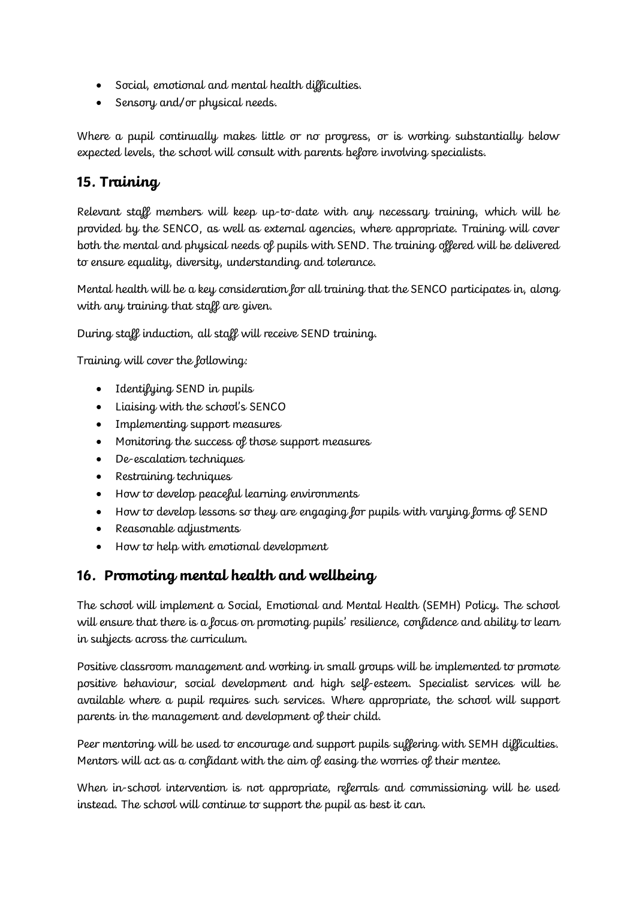- Social, emotional and mental health difficulties.
- Sensory and/or physical needs.

Where a pupil continually makes little or no progress, or is working substantially below expected levels, the school will consult with parents before involving specialists.

## 15. Training

Relevant staff members will keep up-to-date with any necessary training, which will be provided by the SENCO, as well as external agencies, where appropriate. Training will cover both the mental and physical needs of pupils with SEND. The training offered will be delivered to ensure equality, diversity, understanding and tolerance.

Mental health will be a key consideration for all training that the SENCO participates in, along with any training that staff are given.

During staff induction, all staff will receive SEND training.

Training will cover the following:

- Identifying SEND in pupils
- Liaising with the school's SENCO
- Implementing support measures
- Monitoring the success of those support measures
- De-escalation techniques
- Restraining techniques
- How to develop peaceful learning environments
- How to develop lessons so they are engaging for pupils with varying forms of SEND
- Reasonable adjustments
- How to help with emotional development

## 16. Promoting mental health and wellbeing

The school will implement a Social, Emotional and Mental Health (SEMH) Policy. The school will ensure that there is a focus on promoting pupils' resilience, confidence and ability to learn in subjects across the curriculum.

Positive classroom management and working in small groups will be implemented to promote positive behaviour, social development and high self-esteem. Specialist services will be available where a pupil requires such services. Where appropriate, the school will support parents in the management and development of their child.

Peer mentoring will be used to encourage and support pupils suffering with SEMH difficulties. Mentors will act as a confidant with the aim of easing the worries of their mentee.

When in-school intervention is not appropriate, referrals and commissioning will be used instead. The school will continue to support the pupil as best it can.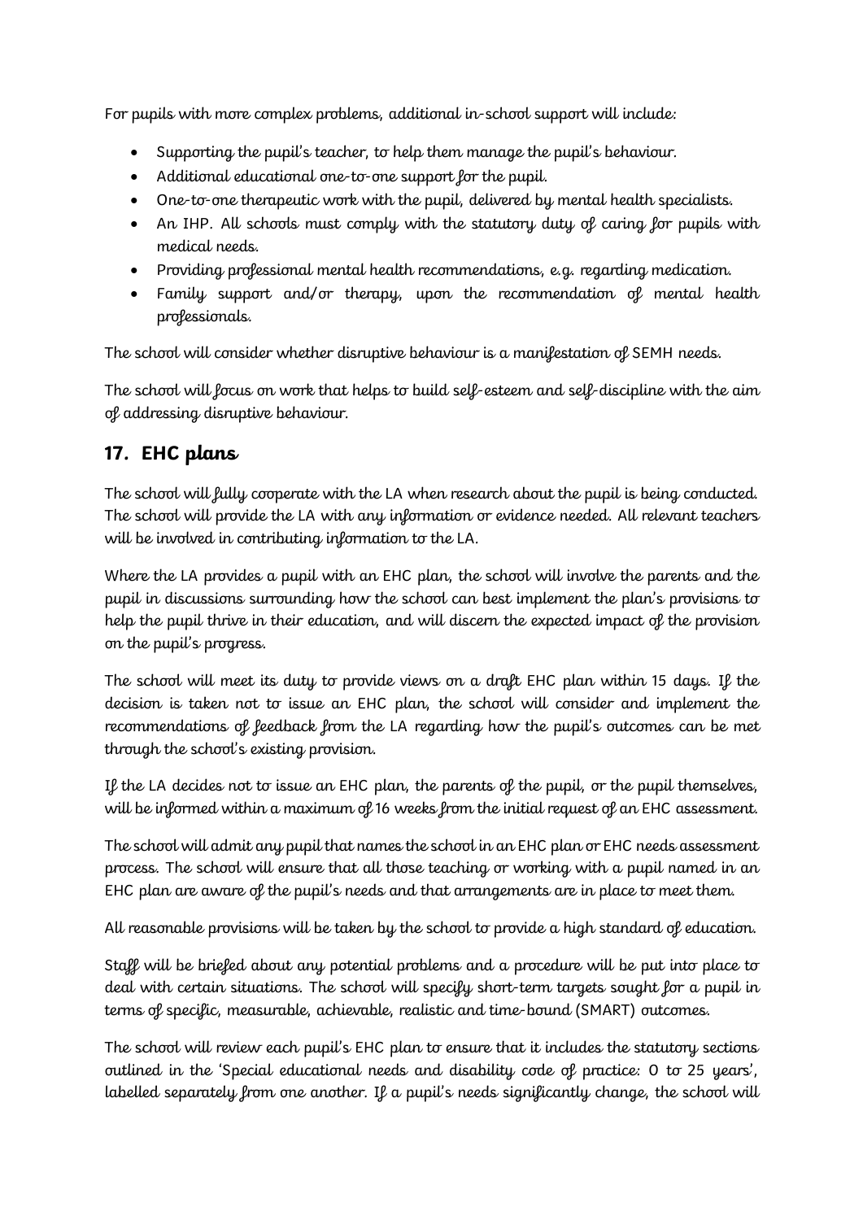For pupils with more complex problems, additional in-school support will include:

- Supporting the pupil's teacher, to help them manage the pupil's behaviour.
- Additional educational one-to-one support for the pupil.
- One-to-one therapeutic work with the pupil, delivered by mental health specialists.
- An IHP. All schools must comply with the statutory duty of caring for pupils with medical needs.
- Providing professional mental health recommendations, e.g. regarding medication.
- Family support and/or therapy, upon the recommendation of mental health professionals.

The school will consider whether disruptive behaviour is a manifestation of SEMH needs.

The school will focus on work that helps to build self-esteem and self-discipline with the aim of addressing disruptive behaviour.

## 17. EHC plans

The school will fully cooperate with the LA when research about the pupil is being conducted. The school will provide the LA with any information or evidence needed. All relevant teachers will be involved in contributing information to the LA.

Where the LA provides a pupil with an EHC plan, the school will involve the parents and the pupil in discussions surrounding how the school can best implement the plan's provisions to help the pupil thrive in their education, and will discern the expected impact of the provision on the pupil's progress.

The school will meet its duty to provide views on a draft EHC plan within 15 days. If the decision is taken not to issue an EHC plan, the school will consider and implement the recommendations of feedback from the LA regarding how the pupil's outcomes can be met through the school's existing provision.

If the LA decides not to issue an EHC plan, the parents of the pupil, or the pupil themselves, will be informed within a maximum of 16 weeks from the initial request of an EHC assessment.

The school will admit any pupil that names the school in an EHC plan or EHC needs assessment process. The school will ensure that all those teaching or working with a pupil named in an EHC plan are aware of the pupil's needs and that arrangements are in place to meet them.

All reasonable provisions will be taken by the school to provide a high standard of education.

Staff will be briefed about any potential problems and a procedure will be put into place to deal with certain situations. The school will specify short-term targets sought for a pupil in terms of specific, measurable, achievable, realistic and time-bound (SMART) outcomes.

The school will review each pupil's EHC plan to ensure that it includes the statutory sections outlined in the 'Special educational needs and disability code of practice: 0 to 25 years', labelled separately from one another. If a pupil's needs significantly change, the school will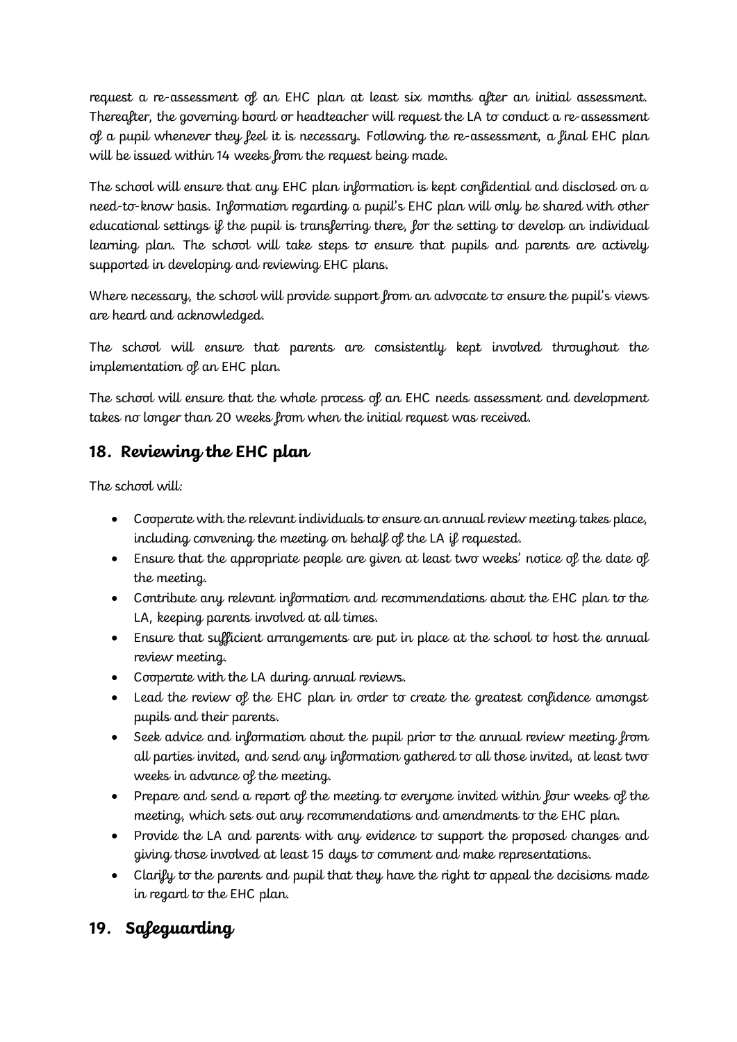request a re-assessment of an EHC plan at least six months after an initial assessment. Thereafter, the governing board or headteacher will request the LA to conduct a re-assessment of a pupil whenever they feel it is necessary. Following the re-assessment, a final EHC plan will be issued within 14 weeks from the request being made.

The school will ensure that any EHC plan information is kept confidential and disclosed on a need-to-know basis. Information regarding a pupil's EHC plan will only be shared with other educational settings if the pupil is transferring there, for the setting to develop an individual learning plan. The school will take steps to ensure that pupils and parents are actively supported in developing and reviewing EHC plans.

Where necessary, the school will provide support from an advocate to ensure the pupil's views are heard and acknowledged.

The school will ensure that parents are consistently kept involved throughout the implementation of an EHC plan.

The school will ensure that the whole process of an EHC needs assessment and development takes no longer than 20 weeks from when the initial request was received.

## 18. Reviewing the EHC plan

The school will:

- Cooperate with the relevant individuals to ensure an annual review meeting takes place, including convening the meeting on behalf of the LA if requested.
- Ensure that the appropriate people are given at least two weeks' notice of the date of the meeting.
- Contribute any relevant information and recommendations about the EHC plan to the LA, keeping parents involved at all times.
- Ensure that sufficient arrangements are put in place at the school to host the annual review meeting.
- Cooperate with the LA during annual reviews.
- Lead the review of the EHC plan in order to create the greatest confidence amongst pupils and their parents.
- Seek advice and information about the pupil prior to the annual review meeting from all parties invited, and send any information gathered to all those invited, at least two weeks in advance of the meeting.
- Prepare and send a report of the meeting to everyone invited within four weeks of the meeting, which sets out any recommendations and amendments to the EHC plan.
- Provide the LA and parents with any evidence to support the proposed changes and giving those involved at least 15 days to comment and make representations.
- Clarify to the parents and pupil that they have the right to appeal the decisions made in regard to the EHC plan.

## 19. Safeguarding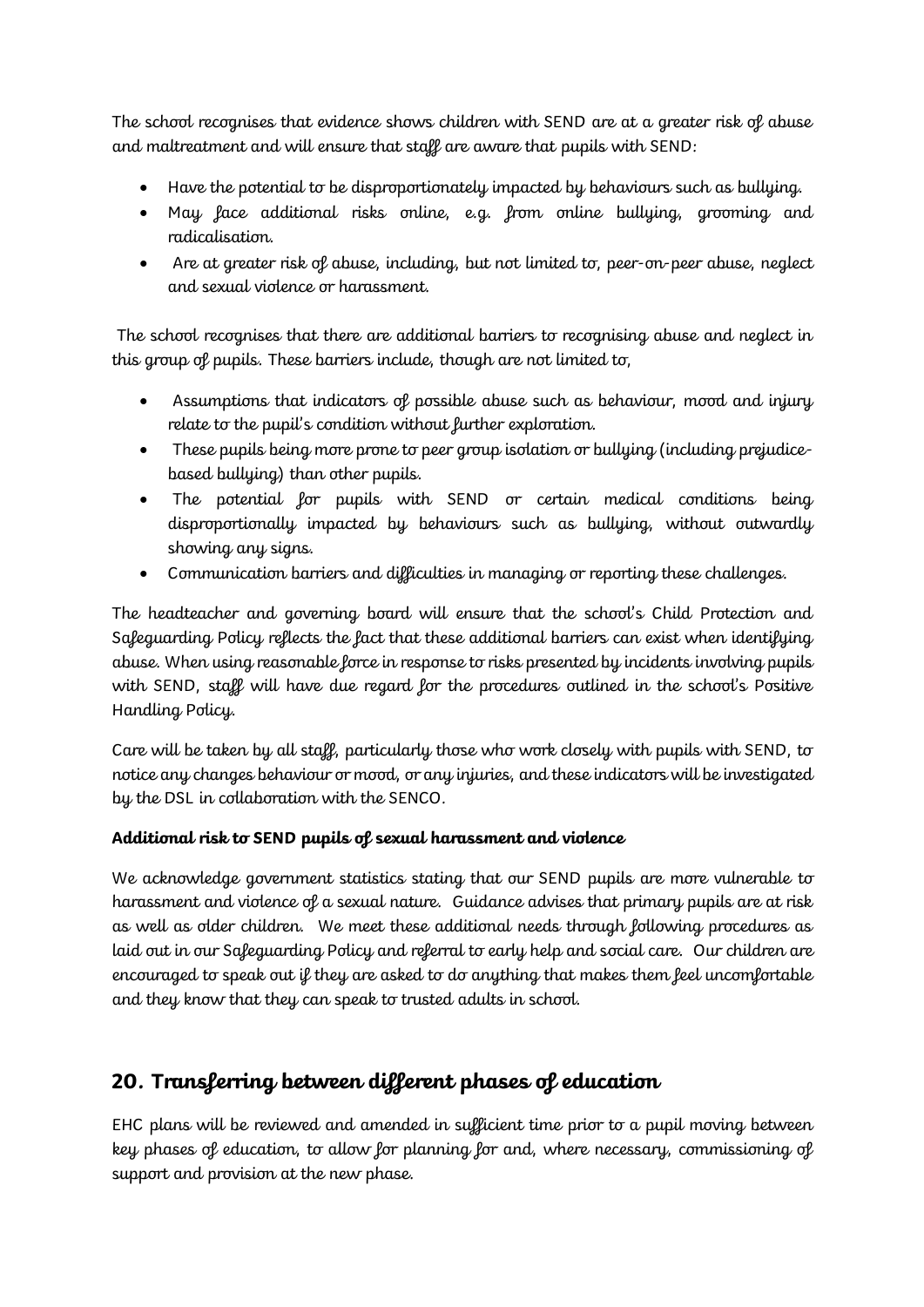The school recognises that evidence shows children with SEND are at a greater risk of abuse and maltreatment and will ensure that staff are aware that pupils with SEND:

- Have the potential to be disproportionately impacted by behaviours such as bullying.
- May face additional risks online, e.g. from online bullying, grooming and radicalisation.
- Are at greater risk of abuse, including, but not limited to, peer-on-peer abuse, neglect and sexual violence or harassment.

The school recognises that there are additional barriers to recognising abuse and neglect in this group of pupils. These barriers include, though are not limited to,

- Assumptions that indicators of possible abuse such as behaviour, mood and injury relate to the pupil's condition without further exploration.
- These pupils being more prone to peer group isolation or bullying (including prejudice-based bullying) than other pupils.
- The potential for pupils with SEND or certain medical conditions being disproportionally impacted by behaviours such as bullying, without outwardly showing any signs.
- Communication barriers and difficulties in managing or reporting these challenges.

The headteacher and governing board will ensure that the school's Child Protection and Safeguarding Policy reflects the fact that these additional barriers can exist when identifying abuse. When using reasonable force in response to risks presented by incidents involving pupils with SEND, staff will have due regard for the procedures outlined in the school's Positive Handling Policy.

Care will be taken by all staff, particularly those who work closely with pupils with SEND, to notice any changes behaviour or mood, or any injuries, and these indicators will be investigated by the DSL in collaboration with the SENCO.

**Additional risk to SEND pupils of sexual harassment and violence**

We acknowledge government statistics stating that our SEND pupils are more vulnerable to harassment and violence of a sexual nature. Guidance advises that primary pupils are at risk as well as older children. We meet these additional needs through following procedures as laid out in our Safeguarding Policy and referral to early help and social care. Our children are encouraged to speak out if they are asked to do anything that makes them feel uncomfortable and they know that they can speak to trusted adults in school.

## 20. Transferring between different phases of education

EHC plans will be reviewed and amended in sufficient time prior to a pupil moving between key phases of education, to allow for planning for and, where necessary, commissioning of support and provision at the new phase.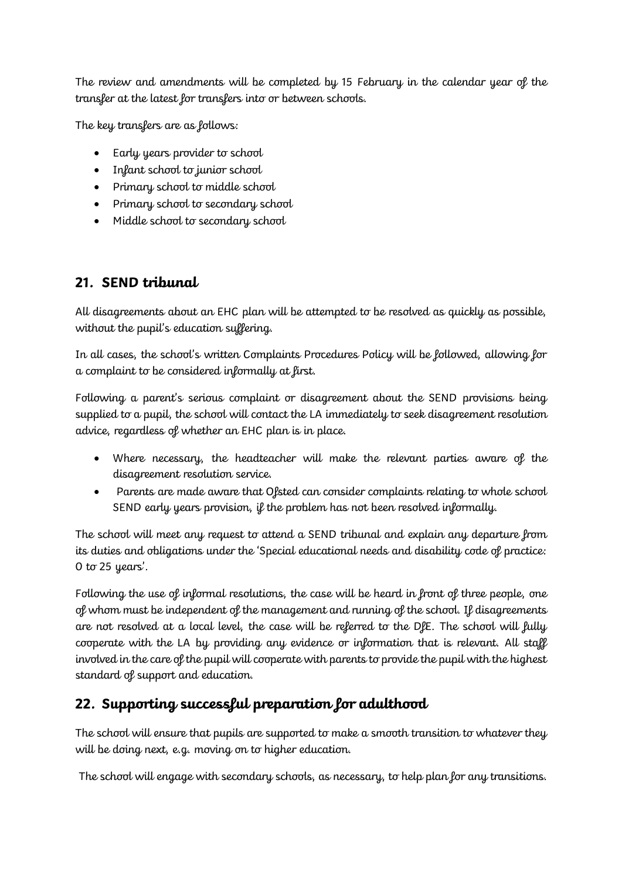The review and amendments will be completed by 15 February in the calendar year of the transfer at the latest for transfers into or between schools.

The key transfers are as follows:

- Early years provider to school
- Infant school to junior school
- Primary school to middle school
- Primary school to secondary school
- Middle school to secondary school

## 21. SEND tribunal

All disagreements about an EHC plan will be attempted to be resolved as quickly as possible, without the pupil's education suffering.

In all cases, the school's written Complaints Procedures Policy will be followed, allowing for a complaint to be considered informally at first.

Following a parent's serious complaint or disagreement about the SEND provisions being supplied to a pupil, the school will contact the LA immediately to seek disagreement resolution advice, regardless of whether an EHC plan is in place.

- Where necessary, the headteacher will make the relevant parties aware of the disagreement resolution service.
- Parents are made aware that Ofsted can consider complaints relating to whole school SEND early years provision, if the problem has not been resolved informally.

The school will meet any request to attend a SEND tribunal and explain any departure from its duties and obligations under the 'Special educational needs and disability code of practice: 0 to 25 years'.

Following the use of informal resolutions, the case will be heard in front of three people, one of whom must be independent of the management and running of the school. If disagreements are not resolved at a local level, the case will be referred to the DfE. The school will fully cooperate with the LA by providing any evidence or information that is relevant. All staff involved in the care of the pupil will cooperate with parents to provide the pupil with the highest standard of support and education.

## 22. Supporting successful preparation for adulthood

The school will ensure that pupils are supported to make a smooth transition to whatever they will be doing next, e.g. moving on to higher education.

The school will engage with secondary schools, as necessary, to help plan for any transitions.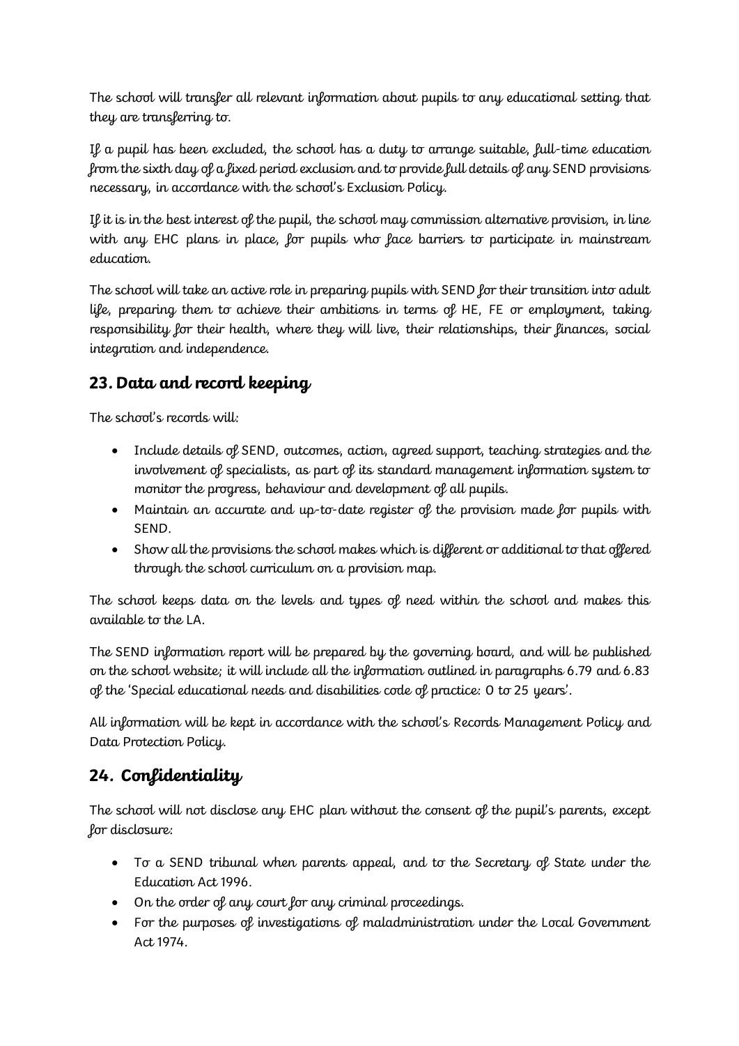The school will transfer all relevant information about pupils to any educational setting that they are transferring to.

If a pupil has been excluded, the school has a duty to arrange suitable, full-time education from the sixth day of a fixed period exclusion and to provide full details of any SEND provisions necessary, in accordance with the school's Exclusion Policy.

If it is in the best interest of the pupil, the school may commission alternative provision, in line with any EHC plans in place, for pupils who face barriers to participate in mainstream education.

The school will take an active role in preparing pupils with SEND for their transition into adult life, preparing them to achieve their ambitions in terms of HE, FE or employment, taking responsibility for their health, where they will live, their relationships, their finances, social integration and independence.

## 23. Data and record keeping

The school's records will:

- Include details of SEND, outcomes, action, agreed support, teaching strategies and the involvement of specialists, as part of its standard management information system to monitor the progress, behaviour and development of all pupils.
- Maintain an accurate and up-to-date register of the provision made for pupils with SEND.
- Show all the provisions the school makes which is different or additional to that offered through the school curriculum on a provision map.

The school keeps data on the levels and types of need within the school and makes this available to the LA.

The SEND information report will be prepared by the governing board, and will be published on the school website; it will include all the information outlined in paragraphs 6.79 and 6.83 of the 'Special educational needs and disabilities code of practice: 0 to 25 years'.

All information will be kept in accordance with the school's Records Management Policy and Data Protection Policy.

## 24. Confidentiality

The school will not disclose any EHC plan without the consent of the pupil's parents, except for disclosure:

- To a SEND tribunal when parents appeal, and to the Secretary of State under the Education Act 1996.
- On the order of any court for any criminal proceedings.
- For the purposes of investigations of maladministration under the Local Government Act 1974.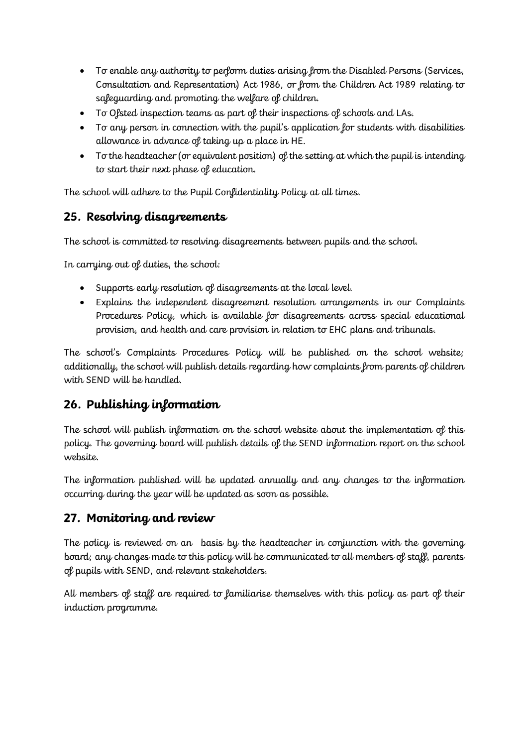- To enable any authority to perform duties arising from the Disabled Persons (Services, Consultation and Representation) Act 1986, or from the Children Act 1989 relating to safeguarding and promoting the welfare of children.
- To Ofsted inspection teams as part of their inspections of schools and LAs.
- To any person in connection with the pupil's application for students with disabilities allowance in advance of taking up a place in HE.
- To the headteacher (or equivalent position) of the setting at which the pupil is intending to start their next phase of education.

The school will adhere to the Pupil Confidentiality Policy at all times.

## 25. Resolving disagreements

The school is committed to resolving disagreements between pupils and the school.

In carrying out of duties, the school:

- Supports early resolution of disagreements at the local level.
- Explains the independent disagreement resolution arrangements in our Complaints Procedures Policy, which is available for disagreements across special educational provision, and health and care provision in relation to EHC plans and tribunals.

The school's Complaints Procedures Policy will be published on the school website; additionally, the school will publish details regarding how complaints from parents of children with SEND will be handled.

## 26. Publishing information

The school will publish information on the school website about the implementation of this policy. The governing board will publish details of the SEND information report on the school website.

The information published will be updated annually and any changes to the information occurring during the year will be updated as soon as possible.

## 27. Monitoring and review

The policy is reviewed on an  basis by the headteacher in conjunction with the governing board; any changes made to this policy will be communicated to all members of staff, parents of pupils with SEND, and relevant stakeholders.

All members of staff are required to familiarise themselves with this policy as part of their induction programme.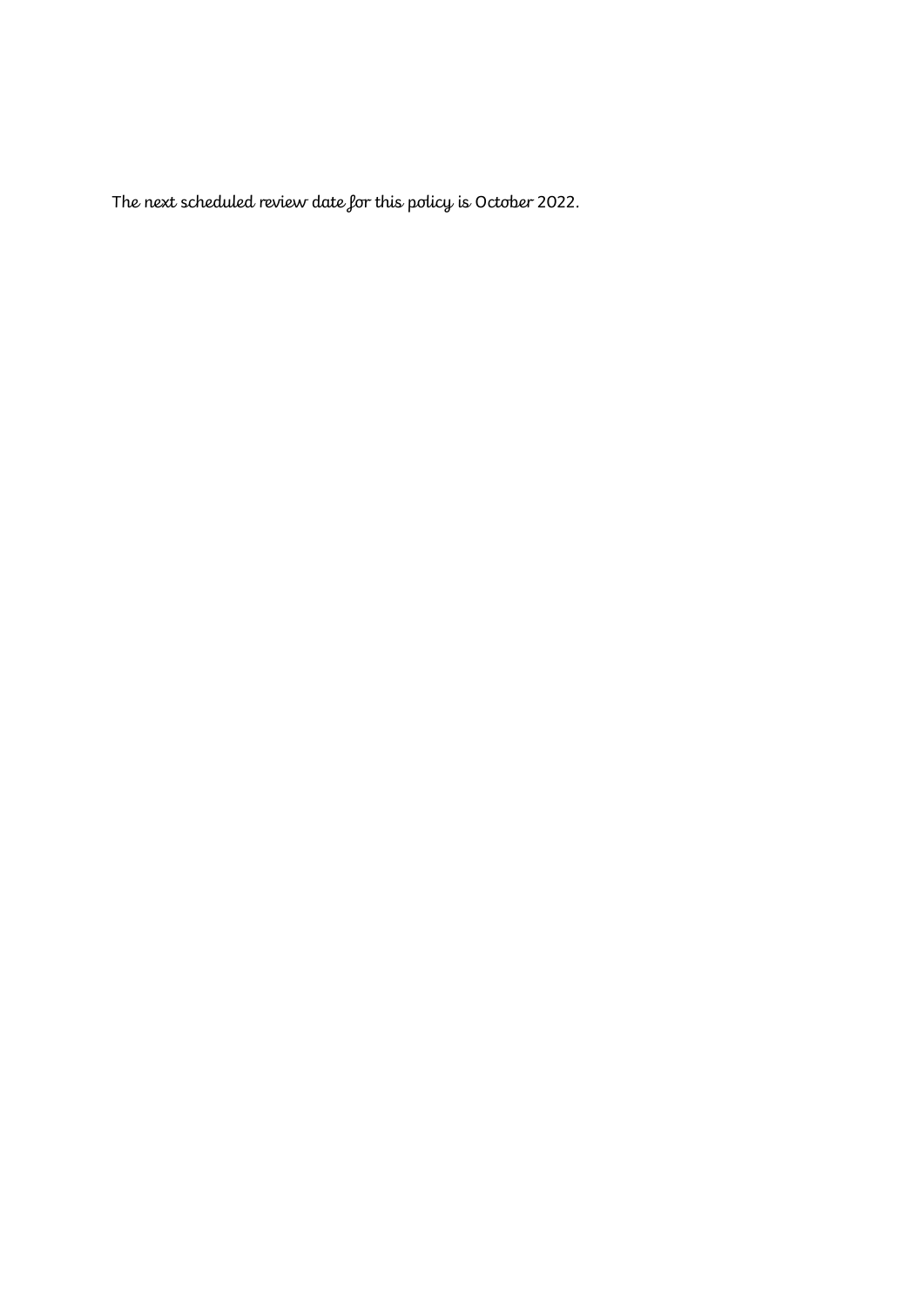The next scheduled review date for this policy is October 2022.